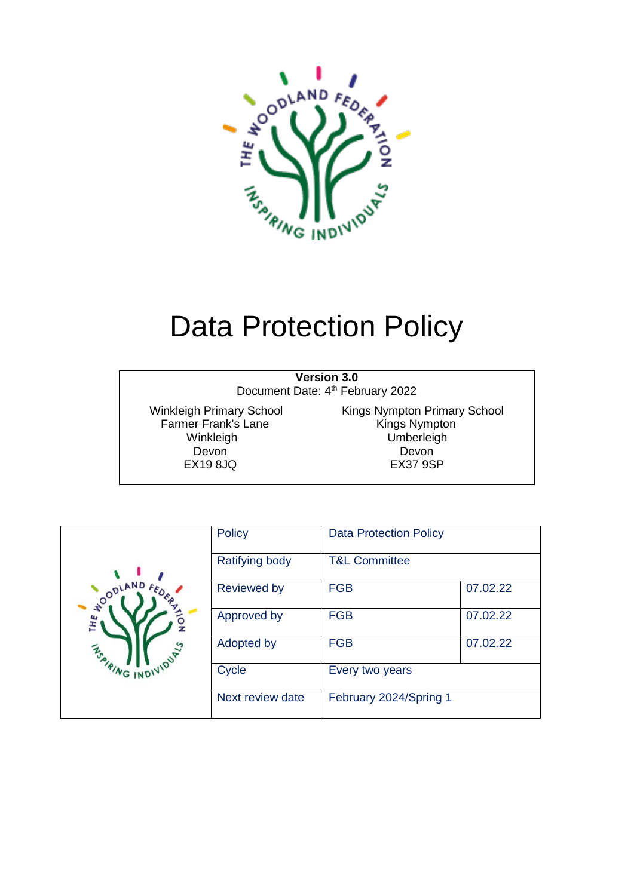# Data Protection Policy

| **Version 3.0** | |
|---|---|
| Document Date: 4th February 2022 | |
| Winkleigh Primary School<br>Farmer Frank's Lane<br>Winkleigh<br>Devon<br>EX19 8JQ | Kings Nympton Primary School<br>Kings Nympton<br>Umberleigh<br>Devon<br>EX37 9SP |

| Policy | Data Protection Policy | |
|---|---|---|
| Ratifying body | T&L Committee | |
| Reviewed by | FGB | 07.02.22 |
| Approved by | FGB | 07.02.22 |
| Adopted by | FGB | 07.02.22 |
| Cycle | Every two years | |
| Next review date | February 2024/Spring 1 | |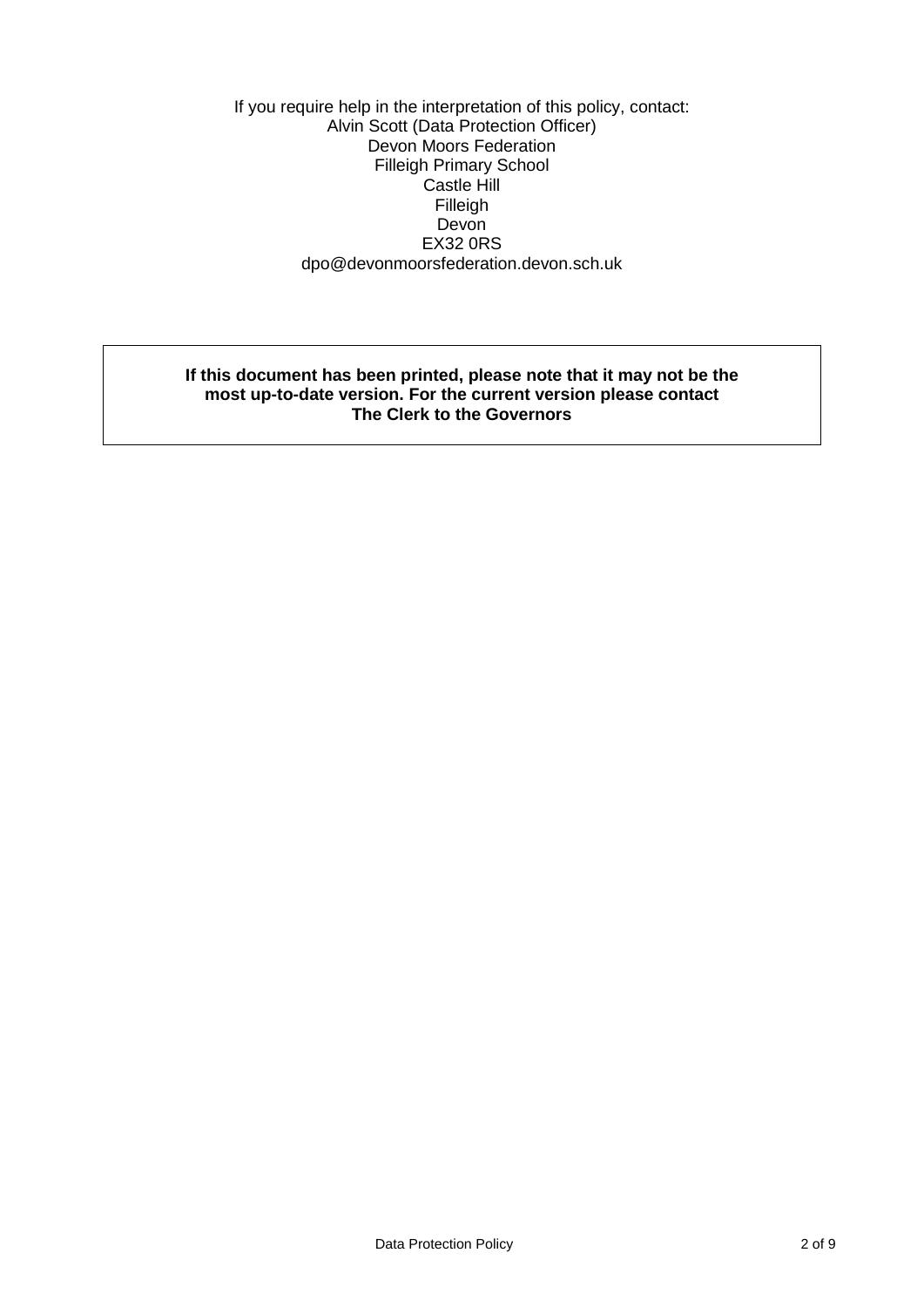If you require help in the interpretation of this policy, contact:
Alvin Scott (Data Protection Officer)
Devon Moors Federation
Filleigh Primary School
Castle Hill
Filleigh
Devon
EX32 0RS
dpo@devonmoorsfederation.devon.sch.uk

**If this document has been printed, please note that it may not be the most up-to-date version. For the current version please contact The Clerk to the Governors**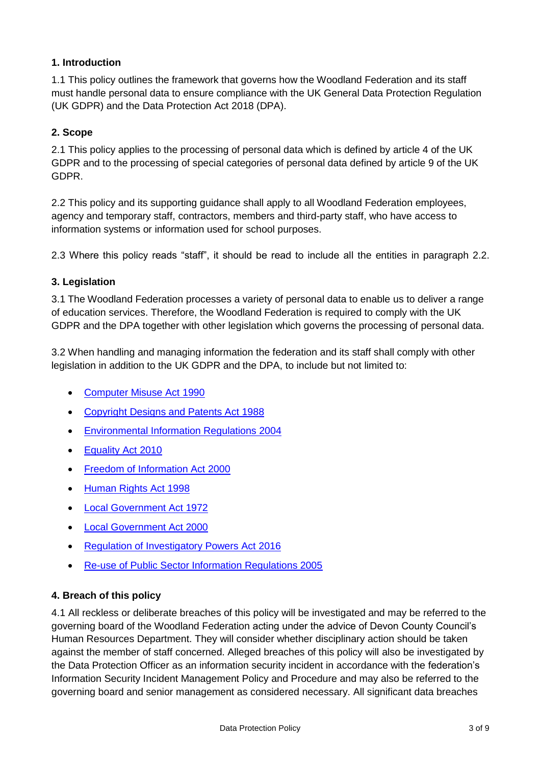### 1. Introduction

1.1 This policy outlines the framework that governs how the Woodland Federation and its staff must handle personal data to ensure compliance with the UK General Data Protection Regulation (UK GDPR) and the Data Protection Act 2018 (DPA).

### 2. Scope

2.1 This policy applies to the processing of personal data which is defined by article 4 of the UK GDPR and to the processing of special categories of personal data defined by article 9 of the UK GDPR.

2.2 This policy and its supporting guidance shall apply to all Woodland Federation employees, agency and temporary staff, contractors, members and third-party staff, who have access to information systems or information used for school purposes.

2.3 Where this policy reads "staff", it should be read to include all the entities in paragraph 2.2.

### 3. Legislation

3.1 The Woodland Federation processes a variety of personal data to enable us to deliver a range of education services. Therefore, the Woodland Federation is required to comply with the UK GDPR and the DPA together with other legislation which governs the processing of personal data.

3.2 When handling and managing information the federation and its staff shall comply with other legislation in addition to the UK GDPR and the DPA, to include but not limited to:

- Computer Misuse Act 1990
- Copyright Designs and Patents Act 1988
- Environmental Information Regulations 2004
- Equality Act 2010
- Freedom of Information Act 2000
- Human Rights Act 1998
- Local Government Act 1972
- Local Government Act 2000
- Regulation of Investigatory Powers Act 2016
- Re-use of Public Sector Information Regulations 2005

### 4. Breach of this policy

4.1 All reckless or deliberate breaches of this policy will be investigated and may be referred to the governing board of the Woodland Federation acting under the advice of Devon County Council's Human Resources Department. They will consider whether disciplinary action should be taken against the member of staff concerned. Alleged breaches of this policy will also be investigated by the Data Protection Officer as an information security incident in accordance with the federation's Information Security Incident Management Policy and Procedure and may also be referred to the governing board and senior management as considered necessary. All significant data breaches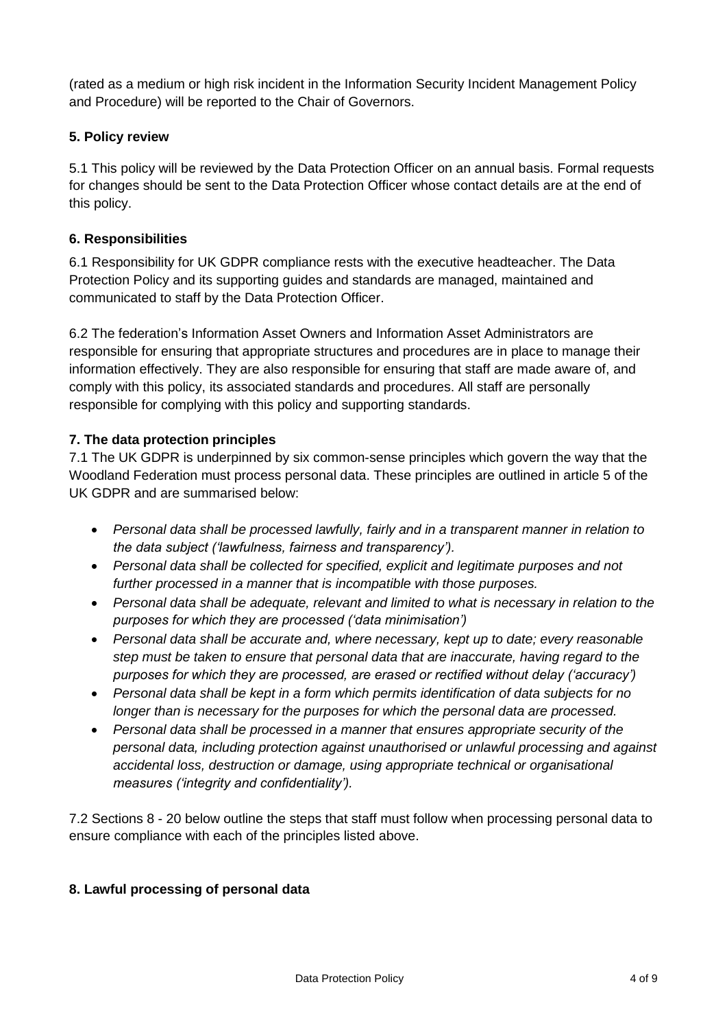(rated as a medium or high risk incident in the Information Security Incident Management Policy and Procedure) will be reported to the Chair of Governors.

**5. Policy review**

5.1 This policy will be reviewed by the Data Protection Officer on an annual basis. Formal requests for changes should be sent to the Data Protection Officer whose contact details are at the end of this policy.

**6. Responsibilities**

6.1 Responsibility for UK GDPR compliance rests with the executive headteacher. The Data Protection Policy and its supporting guides and standards are managed, maintained and communicated to staff by the Data Protection Officer.

6.2 The federation's Information Asset Owners and Information Asset Administrators are responsible for ensuring that appropriate structures and procedures are in place to manage their information effectively. They are also responsible for ensuring that staff are made aware of, and comply with this policy, its associated standards and procedures. All staff are personally responsible for complying with this policy and supporting standards.

**7. The data protection principles**

7.1 The UK GDPR is underpinned by six common-sense principles which govern the way that the Woodland Federation must process personal data. These principles are outlined in article 5 of the UK GDPR and are summarised below:

- *Personal data shall be processed lawfully, fairly and in a transparent manner in relation to the data subject ('lawfulness, fairness and transparency').*
- *Personal data shall be collected for specified, explicit and legitimate purposes and not further processed in a manner that is incompatible with those purposes.*
- *Personal data shall be adequate, relevant and limited to what is necessary in relation to the purposes for which they are processed ('data minimisation')*
- *Personal data shall be accurate and, where necessary, kept up to date; every reasonable step must be taken to ensure that personal data that are inaccurate, having regard to the purposes for which they are processed, are erased or rectified without delay ('accuracy')*
- *Personal data shall be kept in a form which permits identification of data subjects for no longer than is necessary for the purposes for which the personal data are processed.*
- *Personal data shall be processed in a manner that ensures appropriate security of the personal data, including protection against unauthorised or unlawful processing and against accidental loss, destruction or damage, using appropriate technical or organisational measures ('integrity and confidentiality').*

7.2 Sections 8 - 20 below outline the steps that staff must follow when processing personal data to ensure compliance with each of the principles listed above.

**8. Lawful processing of personal data**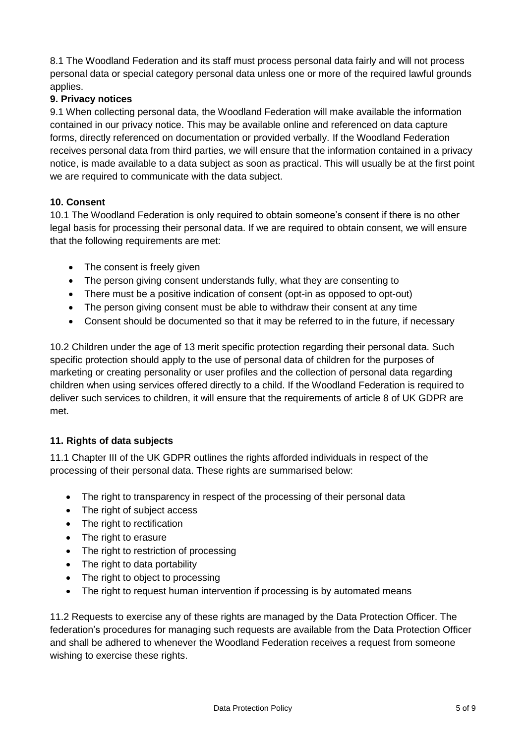8.1 The Woodland Federation and its staff must process personal data fairly and will not process personal data or special category personal data unless one or more of the required lawful grounds applies.

**9. Privacy notices**

9.1 When collecting personal data, the Woodland Federation will make available the information contained in our privacy notice. This may be available online and referenced on data capture forms, directly referenced on documentation or provided verbally. If the Woodland Federation receives personal data from third parties, we will ensure that the information contained in a privacy notice, is made available to a data subject as soon as practical. This will usually be at the first point we are required to communicate with the data subject.

**10. Consent**

10.1 The Woodland Federation is only required to obtain someone's consent if there is no other legal basis for processing their personal data. If we are required to obtain consent, we will ensure that the following requirements are met:

- The consent is freely given
- The person giving consent understands fully, what they are consenting to
- There must be a positive indication of consent (opt-in as opposed to opt-out)
- The person giving consent must be able to withdraw their consent at any time
- Consent should be documented so that it may be referred to in the future, if necessary

10.2 Children under the age of 13 merit specific protection regarding their personal data. Such specific protection should apply to the use of personal data of children for the purposes of marketing or creating personality or user profiles and the collection of personal data regarding children when using services offered directly to a child. If the Woodland Federation is required to deliver such services to children, it will ensure that the requirements of article 8 of UK GDPR are met.

**11. Rights of data subjects**

11.1 Chapter III of the UK GDPR outlines the rights afforded individuals in respect of the processing of their personal data. These rights are summarised below:

- The right to transparency in respect of the processing of their personal data
- The right of subject access
- The right to rectification
- The right to erasure
- The right to restriction of processing
- The right to data portability
- The right to object to processing
- The right to request human intervention if processing is by automated means

11.2 Requests to exercise any of these rights are managed by the Data Protection Officer. The federation's procedures for managing such requests are available from the Data Protection Officer and shall be adhered to whenever the Woodland Federation receives a request from someone wishing to exercise these rights.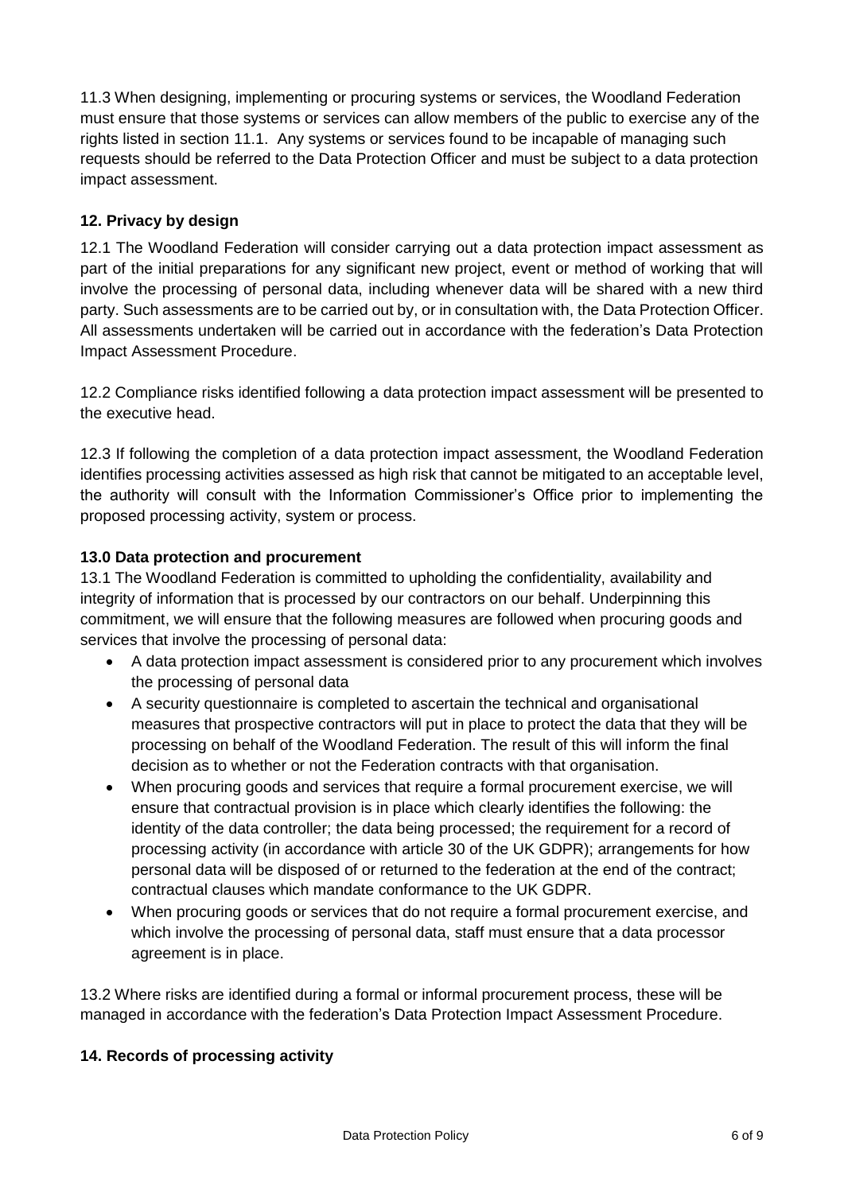11.3 When designing, implementing or procuring systems or services, the Woodland Federation must ensure that those systems or services can allow members of the public to exercise any of the rights listed in section 11.1. Any systems or services found to be incapable of managing such requests should be referred to the Data Protection Officer and must be subject to a data protection impact assessment.

## 12. Privacy by design

12.1 The Woodland Federation will consider carrying out a data protection impact assessment as part of the initial preparations for any significant new project, event or method of working that will involve the processing of personal data, including whenever data will be shared with a new third party. Such assessments are to be carried out by, or in consultation with, the Data Protection Officer. All assessments undertaken will be carried out in accordance with the federation's Data Protection Impact Assessment Procedure.

12.2 Compliance risks identified following a data protection impact assessment will be presented to the executive head.

12.3 If following the completion of a data protection impact assessment, the Woodland Federation identifies processing activities assessed as high risk that cannot be mitigated to an acceptable level, the authority will consult with the Information Commissioner's Office prior to implementing the proposed processing activity, system or process.

## 13.0 Data protection and procurement

13.1 The Woodland Federation is committed to upholding the confidentiality, availability and integrity of information that is processed by our contractors on our behalf. Underpinning this commitment, we will ensure that the following measures are followed when procuring goods and services that involve the processing of personal data:

- A data protection impact assessment is considered prior to any procurement which involves the processing of personal data
- A security questionnaire is completed to ascertain the technical and organisational measures that prospective contractors will put in place to protect the data that they will be processing on behalf of the Woodland Federation. The result of this will inform the final decision as to whether or not the Federation contracts with that organisation.
- When procuring goods and services that require a formal procurement exercise, we will ensure that contractual provision is in place which clearly identifies the following: the identity of the data controller; the data being processed; the requirement for a record of processing activity (in accordance with article 30 of the UK GDPR); arrangements for how personal data will be disposed of or returned to the federation at the end of the contract; contractual clauses which mandate conformance to the UK GDPR.
- When procuring goods or services that do not require a formal procurement exercise, and which involve the processing of personal data, staff must ensure that a data processor agreement is in place.

13.2 Where risks are identified during a formal or informal procurement process, these will be managed in accordance with the federation's Data Protection Impact Assessment Procedure.

## 14. Records of processing activity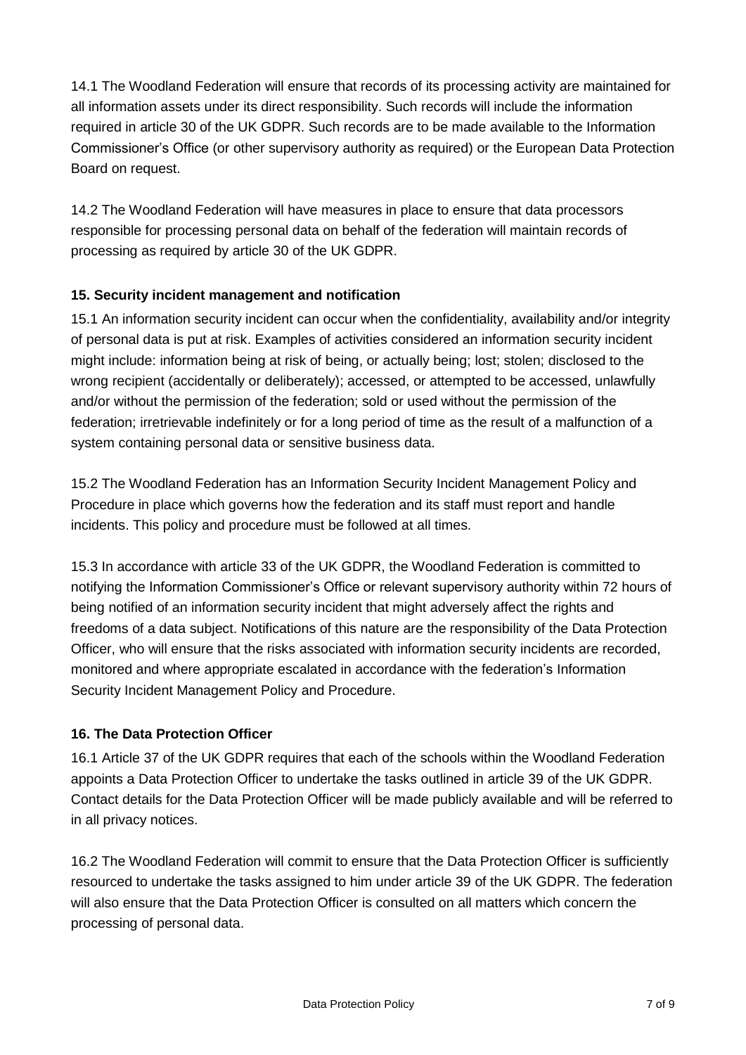14.1 The Woodland Federation will ensure that records of its processing activity are maintained for all information assets under its direct responsibility. Such records will include the information required in article 30 of the UK GDPR. Such records are to be made available to the Information Commissioner's Office (or other supervisory authority as required) or the European Data Protection Board on request.

14.2 The Woodland Federation will have measures in place to ensure that data processors responsible for processing personal data on behalf of the federation will maintain records of processing as required by article 30 of the UK GDPR.

**15. Security incident management and notification**

15.1 An information security incident can occur when the confidentiality, availability and/or integrity of personal data is put at risk. Examples of activities considered an information security incident might include: information being at risk of being, or actually being; lost; stolen; disclosed to the wrong recipient (accidentally or deliberately); accessed, or attempted to be accessed, unlawfully and/or without the permission of the federation; sold or used without the permission of the federation; irretrievable indefinitely or for a long period of time as the result of a malfunction of a system containing personal data or sensitive business data.

15.2 The Woodland Federation has an Information Security Incident Management Policy and Procedure in place which governs how the federation and its staff must report and handle incidents. This policy and procedure must be followed at all times.

15.3 In accordance with article 33 of the UK GDPR, the Woodland Federation is committed to notifying the Information Commissioner's Office or relevant supervisory authority within 72 hours of being notified of an information security incident that might adversely affect the rights and freedoms of a data subject. Notifications of this nature are the responsibility of the Data Protection Officer, who will ensure that the risks associated with information security incidents are recorded, monitored and where appropriate escalated in accordance with the federation's Information Security Incident Management Policy and Procedure.

**16. The Data Protection Officer**

16.1 Article 37 of the UK GDPR requires that each of the schools within the Woodland Federation appoints a Data Protection Officer to undertake the tasks outlined in article 39 of the UK GDPR. Contact details for the Data Protection Officer will be made publicly available and will be referred to in all privacy notices.

16.2 The Woodland Federation will commit to ensure that the Data Protection Officer is sufficiently resourced to undertake the tasks assigned to him under article 39 of the UK GDPR. The federation will also ensure that the Data Protection Officer is consulted on all matters which concern the processing of personal data.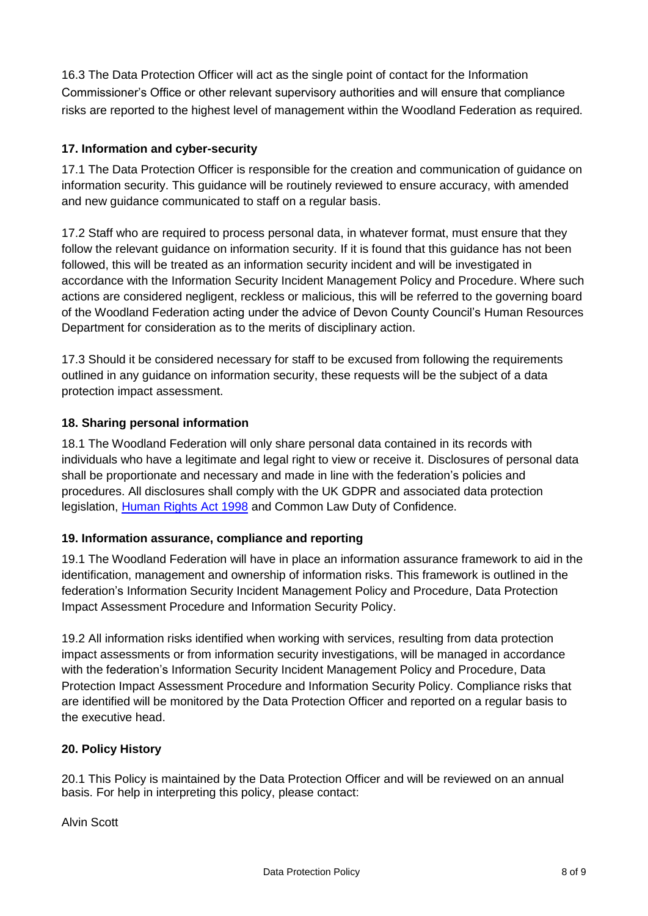16.3 The Data Protection Officer will act as the single point of contact for the Information Commissioner's Office or other relevant supervisory authorities and will ensure that compliance risks are reported to the highest level of management within the Woodland Federation as required.

**17. Information and cyber-security**

17.1 The Data Protection Officer is responsible for the creation and communication of guidance on information security. This guidance will be routinely reviewed to ensure accuracy, with amended and new guidance communicated to staff on a regular basis.

17.2 Staff who are required to process personal data, in whatever format, must ensure that they follow the relevant guidance on information security. If it is found that this guidance has not been followed, this will be treated as an information security incident and will be investigated in accordance with the Information Security Incident Management Policy and Procedure. Where such actions are considered negligent, reckless or malicious, this will be referred to the governing board of the Woodland Federation acting under the advice of Devon County Council's Human Resources Department for consideration as to the merits of disciplinary action.

17.3 Should it be considered necessary for staff to be excused from following the requirements outlined in any guidance on information security, these requests will be the subject of a data protection impact assessment.

**18. Sharing personal information**

18.1 The Woodland Federation will only share personal data contained in its records with individuals who have a legitimate and legal right to view or receive it. Disclosures of personal data shall be proportionate and necessary and made in line with the federation's policies and procedures. All disclosures shall comply with the UK GDPR and associated data protection legislation, Human Rights Act 1998 and Common Law Duty of Confidence.

**19. Information assurance, compliance and reporting**

19.1 The Woodland Federation will have in place an information assurance framework to aid in the identification, management and ownership of information risks. This framework is outlined in the federation's Information Security Incident Management Policy and Procedure, Data Protection Impact Assessment Procedure and Information Security Policy.

19.2 All information risks identified when working with services, resulting from data protection impact assessments or from information security investigations, will be managed in accordance with the federation's Information Security Incident Management Policy and Procedure, Data Protection Impact Assessment Procedure and Information Security Policy. Compliance risks that are identified will be monitored by the Data Protection Officer and reported on a regular basis to the executive head.

**20. Policy History**

20.1 This Policy is maintained by the Data Protection Officer and will be reviewed on an annual basis. For help in interpreting this policy, please contact:

Alvin Scott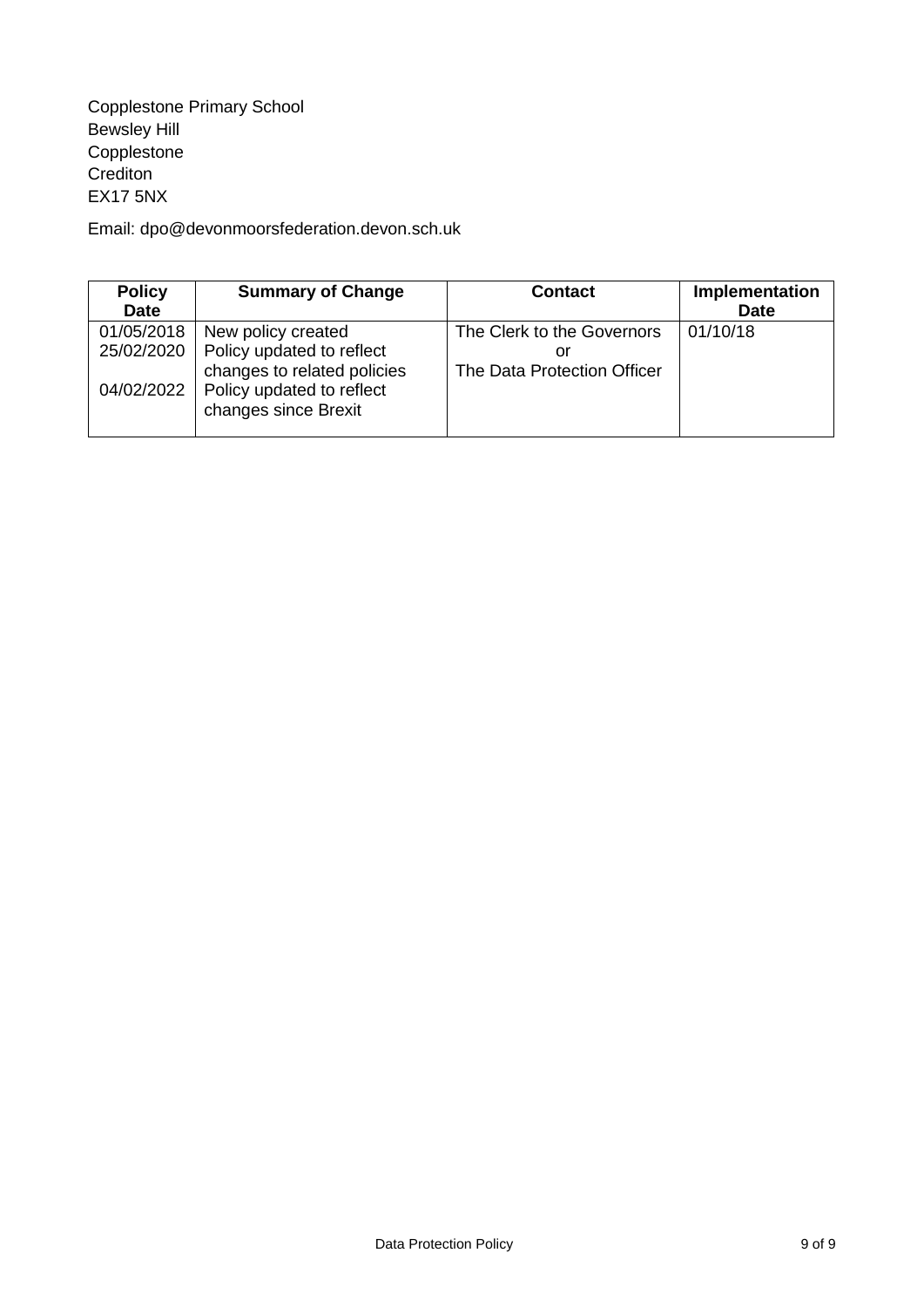Copplestone Primary School
Bewsley Hill
Copplestone
Crediton
EX17 5NX

Email: dpo@devonmoorsfederation.devon.sch.uk

| Policy Date | Summary of Change | Contact | Implementation Date |
|---|---|---|---|
| 01/05/2018<br>25/02/2020<br><br>04/02/2022 | New policy created<br>Policy updated to reflect changes to related policies<br>Policy updated to reflect changes since Brexit | The Clerk to the Governors<br>or<br>The Data Protection Officer | 01/10/18 |